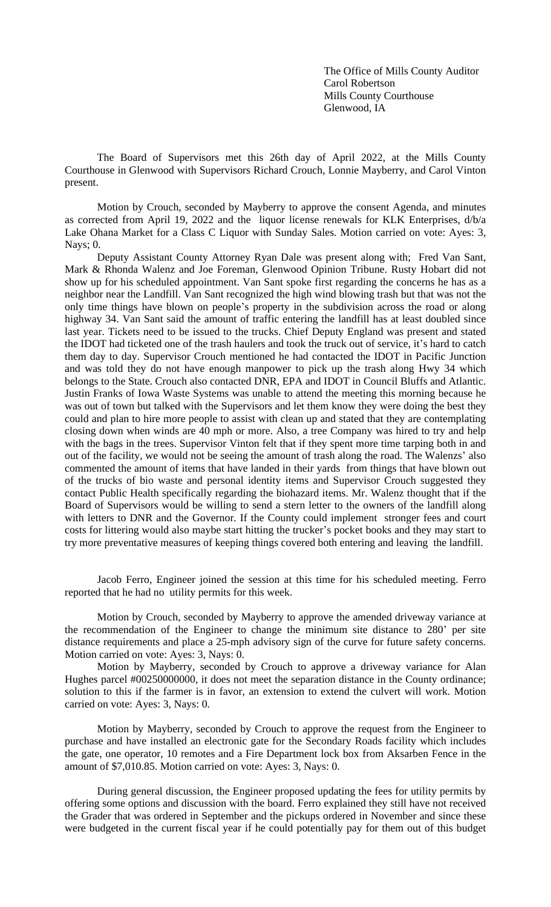The Office of Mills County Auditor
Carol Robertson
Mills County Courthouse
Glenwood, IA

The Board of Supervisors met this 26th day of April 2022, at the Mills County Courthouse in Glenwood with Supervisors Richard Crouch, Lonnie Mayberry, and Carol Vinton present.

Motion by Crouch, seconded by Mayberry to approve the consent Agenda, and minutes as corrected from April 19, 2022 and the liquor license renewals for KLK Enterprises, d/b/a Lake Ohana Market for a Class C Liquor with Sunday Sales. Motion carried on vote: Ayes: 3, Nays; 0.

Deputy Assistant County Attorney Ryan Dale was present along with; Fred Van Sant, Mark & Rhonda Walenz and Joe Foreman, Glenwood Opinion Tribune. Rusty Hobart did not show up for his scheduled appointment. Van Sant spoke first regarding the concerns he has as a neighbor near the Landfill. Van Sant recognized the high wind blowing trash but that was not the only time things have blown on people's property in the subdivision across the road or along highway 34. Van Sant said the amount of traffic entering the landfill has at least doubled since last year. Tickets need to be issued to the trucks. Chief Deputy England was present and stated the IDOT had ticketed one of the trash haulers and took the truck out of service, it's hard to catch them day to day. Supervisor Crouch mentioned he had contacted the IDOT in Pacific Junction and was told they do not have enough manpower to pick up the trash along Hwy 34 which belongs to the State. Crouch also contacted DNR, EPA and IDOT in Council Bluffs and Atlantic. Justin Franks of Iowa Waste Systems was unable to attend the meeting this morning because he was out of town but talked with the Supervisors and let them know they were doing the best they could and plan to hire more people to assist with clean up and stated that they are contemplating closing down when winds are 40 mph or more. Also, a tree Company was hired to try and help with the bags in the trees. Supervisor Vinton felt that if they spent more time tarping both in and out of the facility, we would not be seeing the amount of trash along the road. The Walenzs' also commented the amount of items that have landed in their yards from things that have blown out of the trucks of bio waste and personal identity items and Supervisor Crouch suggested they contact Public Health specifically regarding the biohazard items. Mr. Walenz thought that if the Board of Supervisors would be willing to send a stern letter to the owners of the landfill along with letters to DNR and the Governor. If the County could implement stronger fees and court costs for littering would also maybe start hitting the trucker's pocket books and they may start to try more preventative measures of keeping things covered both entering and leaving the landfill.

Jacob Ferro, Engineer joined the session at this time for his scheduled meeting. Ferro reported that he had no utility permits for this week.

Motion by Crouch, seconded by Mayberry to approve the amended driveway variance at the recommendation of the Engineer to change the minimum site distance to 280' per site distance requirements and place a 25-mph advisory sign of the curve for future safety concerns. Motion carried on vote: Ayes: 3, Nays: 0.

Motion by Mayberry, seconded by Crouch to approve a driveway variance for Alan Hughes parcel #00250000000, it does not meet the separation distance in the County ordinance; solution to this if the farmer is in favor, an extension to extend the culvert will work. Motion carried on vote: Ayes: 3, Nays: 0.

Motion by Mayberry, seconded by Crouch to approve the request from the Engineer to purchase and have installed an electronic gate for the Secondary Roads facility which includes the gate, one operator, 10 remotes and a Fire Department lock box from Aksarben Fence in the amount of $7,010.85. Motion carried on vote: Ayes: 3, Nays: 0.

During general discussion, the Engineer proposed updating the fees for utility permits by offering some options and discussion with the board. Ferro explained they still have not received the Grader that was ordered in September and the pickups ordered in November and since these were budgeted in the current fiscal year if he could potentially pay for them out of this budget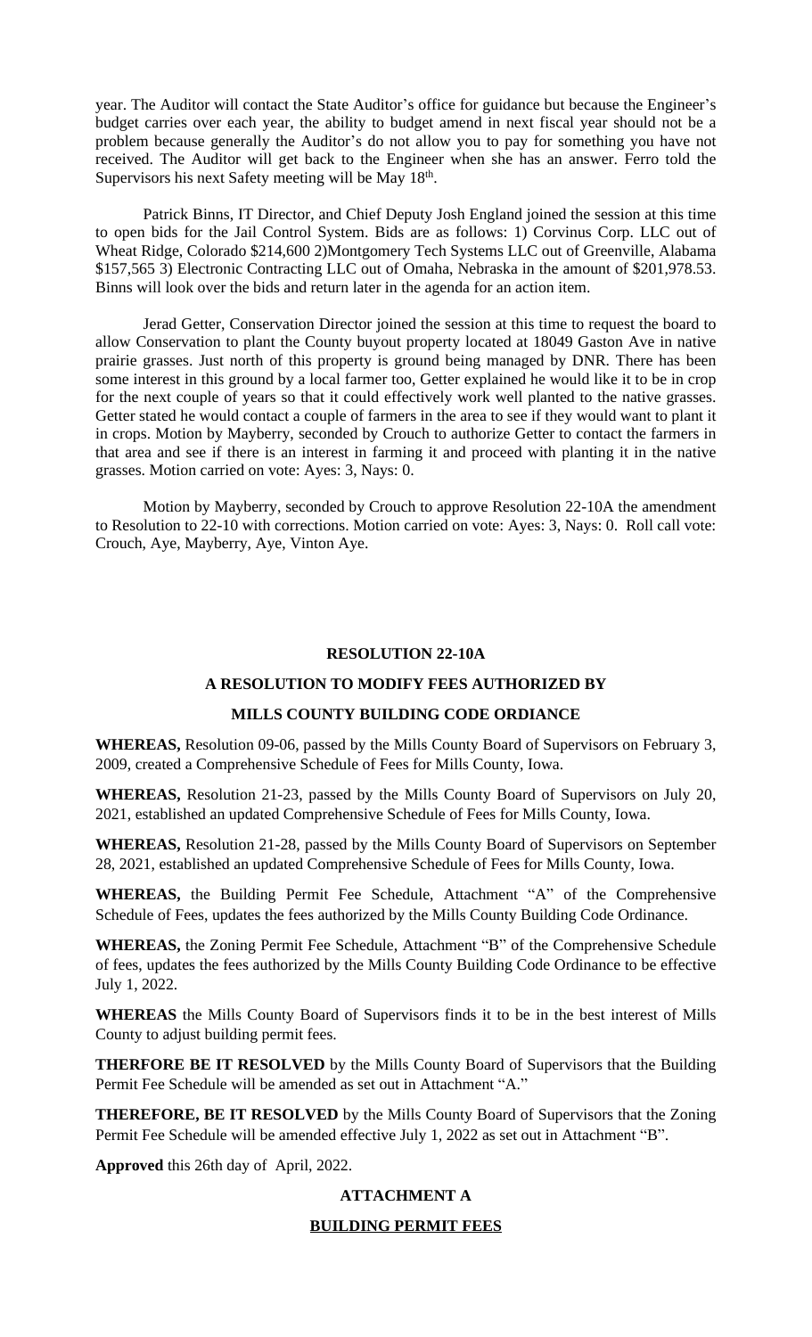year. The Auditor will contact the State Auditor's office for guidance but because the Engineer's budget carries over each year, the ability to budget amend in next fiscal year should not be a problem because generally the Auditor's do not allow you to pay for something you have not received. The Auditor will get back to the Engineer when she has an answer. Ferro told the Supervisors his next Safety meeting will be May 18th.

Patrick Binns, IT Director, and Chief Deputy Josh England joined the session at this time to open bids for the Jail Control System. Bids are as follows: 1) Corvinus Corp. LLC out of Wheat Ridge, Colorado $214,600 2)Montgomery Tech Systems LLC out of Greenville, Alabama $157,565 3) Electronic Contracting LLC out of Omaha, Nebraska in the amount of $201,978.53. Binns will look over the bids and return later in the agenda for an action item.

Jerad Getter, Conservation Director joined the session at this time to request the board to allow Conservation to plant the County buyout property located at 18049 Gaston Ave in native prairie grasses. Just north of this property is ground being managed by DNR. There has been some interest in this ground by a local farmer too, Getter explained he would like it to be in crop for the next couple of years so that it could effectively work well planted to the native grasses. Getter stated he would contact a couple of farmers in the area to see if they would want to plant it in crops. Motion by Mayberry, seconded by Crouch to authorize Getter to contact the farmers in that area and see if there is an interest in farming it and proceed with planting it in the native grasses. Motion carried on vote: Ayes: 3, Nays: 0.

Motion by Mayberry, seconded by Crouch to approve Resolution 22-10A the amendment to Resolution to 22-10 with corrections. Motion carried on vote: Ayes: 3, Nays: 0. Roll call vote: Crouch, Aye, Mayberry, Aye, Vinton Aye.

**RESOLUTION 22-10A**

**A RESOLUTION TO MODIFY FEES AUTHORIZED BY**

**MILLS COUNTY BUILDING CODE ORDIANCE**

**WHEREAS,** Resolution 09-06, passed by the Mills County Board of Supervisors on February 3, 2009, created a Comprehensive Schedule of Fees for Mills County, Iowa.

**WHEREAS,** Resolution 21-23, passed by the Mills County Board of Supervisors on July 20, 2021, established an updated Comprehensive Schedule of Fees for Mills County, Iowa.

**WHEREAS,** Resolution 21-28, passed by the Mills County Board of Supervisors on September 28, 2021, established an updated Comprehensive Schedule of Fees for Mills County, Iowa.

**WHEREAS,** the Building Permit Fee Schedule, Attachment "A" of the Comprehensive Schedule of Fees, updates the fees authorized by the Mills County Building Code Ordinance.

**WHEREAS,** the Zoning Permit Fee Schedule, Attachment "B" of the Comprehensive Schedule of fees, updates the fees authorized by the Mills County Building Code Ordinance to be effective July 1, 2022.

**WHEREAS** the Mills County Board of Supervisors finds it to be in the best interest of Mills County to adjust building permit fees.

**THERFORE BE IT RESOLVED** by the Mills County Board of Supervisors that the Building Permit Fee Schedule will be amended as set out in Attachment "A."

**THEREFORE, BE IT RESOLVED** by the Mills County Board of Supervisors that the Zoning Permit Fee Schedule will be amended effective July 1, 2022 as set out in Attachment "B".

**Approved** this 26th day of April, 2022.

**ATTACHMENT A**

**BUILDING PERMIT FEES**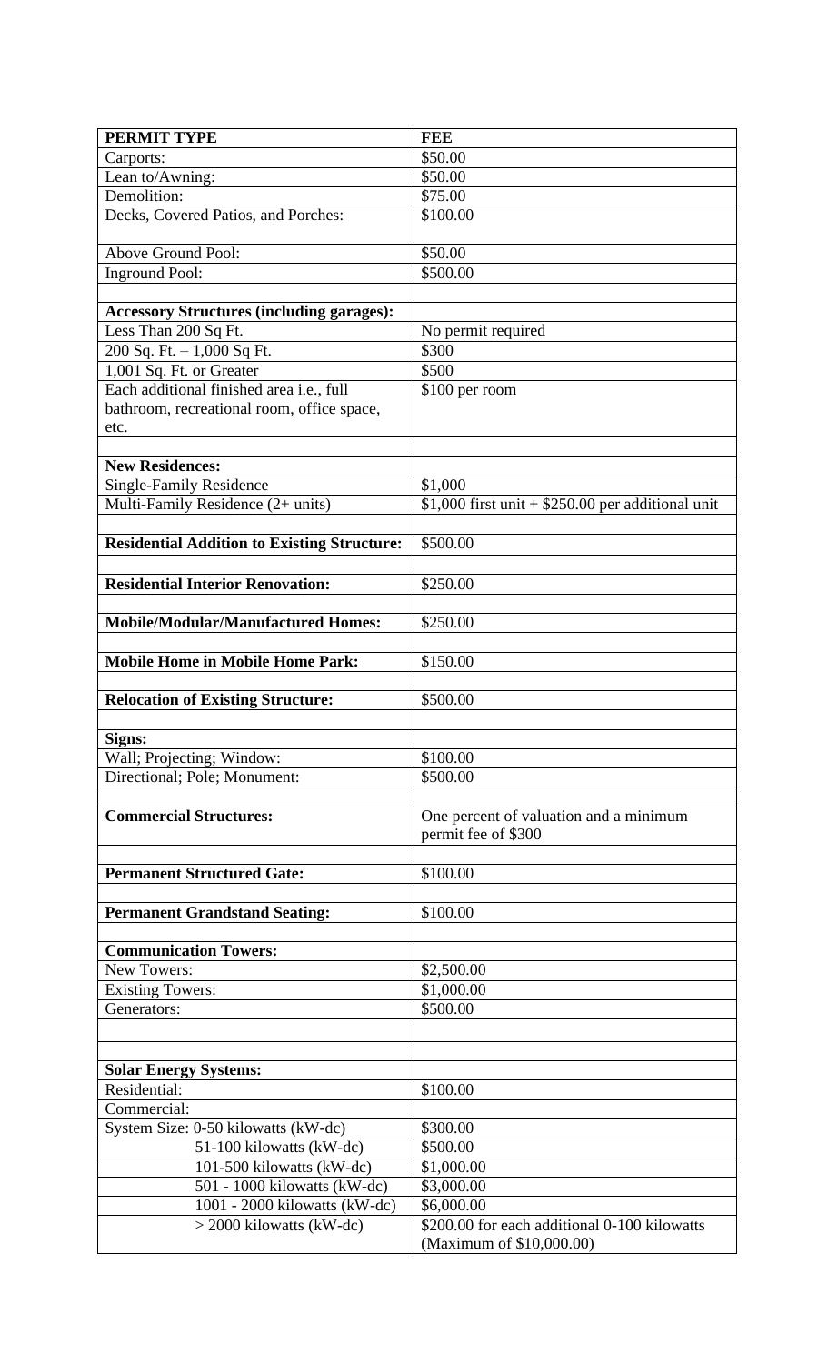| **PERMIT TYPE** | **FEE** |
|---|---|
| Carports: | $50.00 |
| Lean to/Awning: | $50.00 |
| Demolition: | $75.00 |
| Decks, Covered Patios, and Porches: | $100.00 |
| Above Ground Pool: | $50.00 |
| Inground Pool: | $500.00 |
| | |
| **Accessory Structures (including garages):** | |
| Less Than 200 Sq Ft. | No permit required |
| 200 Sq. Ft. – 1,000 Sq Ft. | $300 |
| 1,001 Sq. Ft. or Greater | $500 |
| Each additional finished area i.e., full bathroom, recreational room, office space, etc. | $100 per room |
| | |
| **New Residences:** | |
| Single-Family Residence | $1,000 |
| Multi-Family Residence (2+ units) | $1,000 first unit + $250.00 per additional unit |
| | |
| **Residential Addition to Existing Structure:** | $500.00 |
| | |
| **Residential Interior Renovation:** | $250.00 |
| | |
| **Mobile/Modular/Manufactured Homes:** | $250.00 |
| | |
| **Mobile Home in Mobile Home Park:** | $150.00 |
| | |
| **Relocation of Existing Structure:** | $500.00 |
| | |
| **Signs:** | |
| Wall; Projecting; Window: | $100.00 |
| Directional; Pole; Monument: | $500.00 |
| | |
| **Commercial Structures:** | One percent of valuation and a minimum permit fee of $300 |
| | |
| **Permanent Structured Gate:** | $100.00 |
| | |
| **Permanent Grandstand Seating:** | $100.00 |
| | |
| **Communication Towers:** | |
| New Towers: | $2,500.00 |
| Existing Towers: | $1,000.00 |
| Generators: | $500.00 |
| | |
| | |
| **Solar Energy Systems:** | |
| Residential: | $100.00 |
| Commercial: | |
| System Size: 0-50 kilowatts (kW-dc) | $300.00 |
| 51-100 kilowatts (kW-dc) | $500.00 |
| 101-500 kilowatts (kW-dc) | $1,000.00 |
| 501 - 1000 kilowatts (kW-dc) | $3,000.00 |
| 1001 - 2000 kilowatts (kW-dc) | $6,000.00 |
| > 2000 kilowatts (kW-dc) | $200.00 for each additional 0-100 kilowatts (Maximum of $10,000.00) |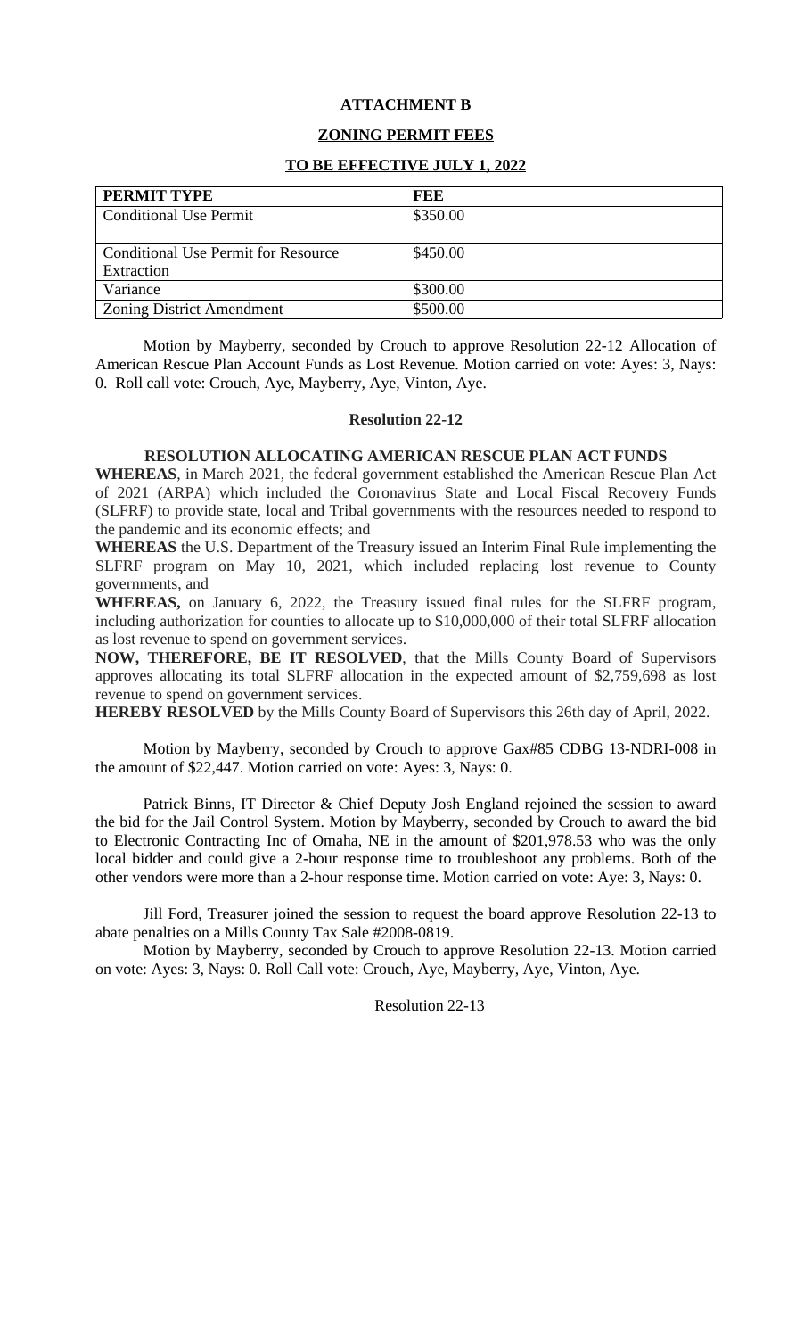**ATTACHMENT B**

**ZONING PERMIT FEES**

**TO BE EFFECTIVE JULY 1, 2022**

| PERMIT TYPE | FEE |
|---|---|
| Conditional Use Permit | $350.00 |
| Conditional Use Permit for Resource Extraction | $450.00 |
| Variance | $300.00 |
| Zoning District Amendment | $500.00 |

Motion by Mayberry, seconded by Crouch to approve Resolution 22-12 Allocation of American Rescue Plan Account Funds as Lost Revenue. Motion carried on vote: Ayes: 3, Nays: 0. Roll call vote: Crouch, Aye, Mayberry, Aye, Vinton, Aye.

**Resolution 22-12**

**RESOLUTION ALLOCATING AMERICAN RESCUE PLAN ACT FUNDS**

**WHEREAS**, in March 2021, the federal government established the American Rescue Plan Act of 2021 (ARPA) which included the Coronavirus State and Local Fiscal Recovery Funds (SLFRF) to provide state, local and Tribal governments with the resources needed to respond to the pandemic and its economic effects; and

**WHEREAS** the U.S. Department of the Treasury issued an Interim Final Rule implementing the SLFRF program on May 10, 2021, which included replacing lost revenue to County governments, and

**WHEREAS,** on January 6, 2022, the Treasury issued final rules for the SLFRF program, including authorization for counties to allocate up to $10,000,000 of their total SLFRF allocation as lost revenue to spend on government services.

**NOW, THEREFORE, BE IT RESOLVED**, that the Mills County Board of Supervisors approves allocating its total SLFRF allocation in the expected amount of $2,759,698 as lost revenue to spend on government services.

**HEREBY RESOLVED** by the Mills County Board of Supervisors this 26th day of April, 2022.

Motion by Mayberry, seconded by Crouch to approve Gax#85 CDBG 13-NDRI-008 in the amount of $22,447. Motion carried on vote: Ayes: 3, Nays: 0.

Patrick Binns, IT Director & Chief Deputy Josh England rejoined the session to award the bid for the Jail Control System. Motion by Mayberry, seconded by Crouch to award the bid to Electronic Contracting Inc of Omaha, NE in the amount of $201,978.53 who was the only local bidder and could give a 2-hour response time to troubleshoot any problems. Both of the other vendors were more than a 2-hour response time. Motion carried on vote: Aye: 3, Nays: 0.

Jill Ford, Treasurer joined the session to request the board approve Resolution 22-13 to abate penalties on a Mills County Tax Sale #2008-0819.

Motion by Mayberry, seconded by Crouch to approve Resolution 22-13. Motion carried on vote: Ayes: 3, Nays: 0. Roll Call vote: Crouch, Aye, Mayberry, Aye, Vinton, Aye.

Resolution 22-13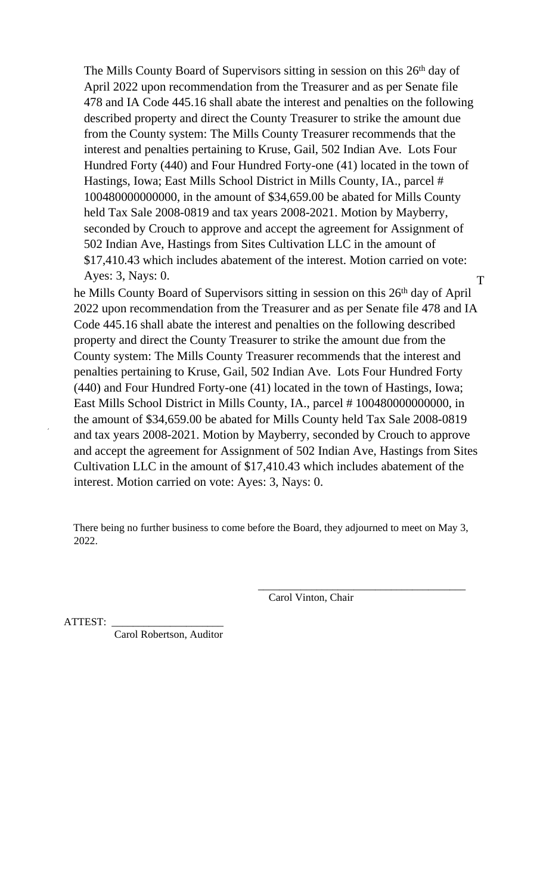The Mills County Board of Supervisors sitting in session on this 26th day of April 2022 upon recommendation from the Treasurer and as per Senate file 478 and IA Code 445.16 shall abate the interest and penalties on the following described property and direct the County Treasurer to strike the amount due from the County system: The Mills County Treasurer recommends that the interest and penalties pertaining to Kruse, Gail, 502 Indian Ave. Lots Four Hundred Forty (440) and Four Hundred Forty-one (41) located in the town of Hastings, Iowa; East Mills School District in Mills County, IA., parcel # 100480000000000, in the amount of $34,659.00 be abated for Mills County held Tax Sale 2008-0819 and tax years 2008-2021. Motion by Mayberry, seconded by Crouch to approve and accept the agreement for Assignment of 502 Indian Ave, Hastings from Sites Cultivation LLC in the amount of $17,410.43 which includes abatement of the interest. Motion carried on vote: Ayes: 3, Nays: 0.

The Mills County Board of Supervisors sitting in session on this 26th day of April 2022 upon recommendation from the Treasurer and as per Senate file 478 and IA Code 445.16 shall abate the interest and penalties on the following described property and direct the County Treasurer to strike the amount due from the County system: The Mills County Treasurer recommends that the interest and penalties pertaining to Kruse, Gail, 502 Indian Ave. Lots Four Hundred Forty (440) and Four Hundred Forty-one (41) located in the town of Hastings, Iowa; East Mills School District in Mills County, IA., parcel # 100480000000000, in the amount of $34,659.00 be abated for Mills County held Tax Sale 2008-0819 and tax years 2008-2021. Motion by Mayberry, seconded by Crouch to approve and accept the agreement for Assignment of 502 Indian Ave, Hastings from Sites Cultivation LLC in the amount of $17,410.43 which includes abatement of the interest. Motion carried on vote: Ayes: 3, Nays: 0.

There being no further business to come before the Board, they adjourned to meet on May 3, 2022.

\_\_\_\_\_\_\_\_\_\_\_\_\_\_\_\_\_\_\_\_\_\_\_\_\_\_\_\_\_\_\_\_\_\_\_\_\_\_

Carol Vinton, Chair

ATTEST: \_\_\_\_\_\_\_\_\_\_\_\_\_\_\_\_\_\_\_\_

Carol Robertson, Auditor